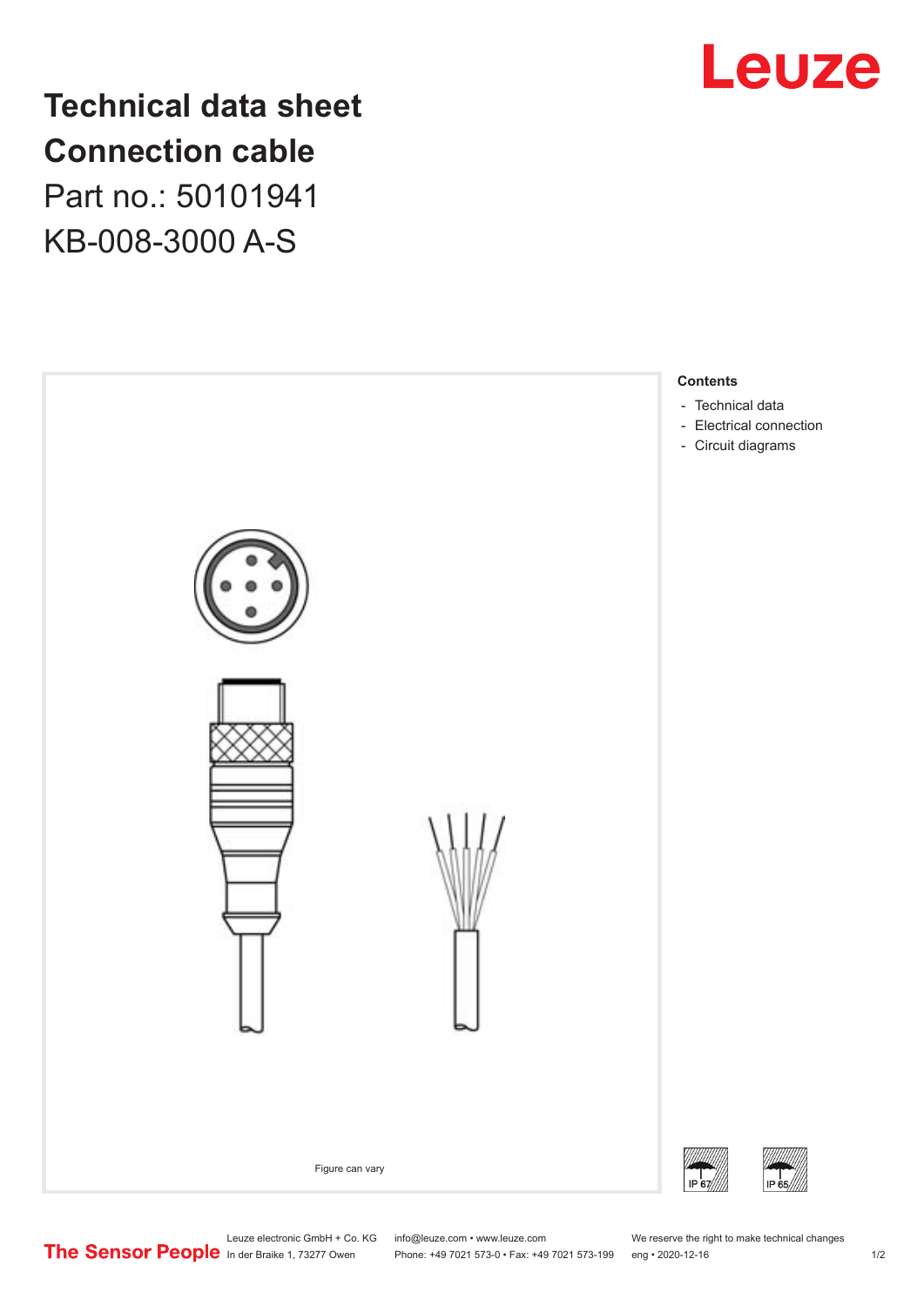# Technical data sheet
# Connection cable

Part no.: 50101941

KB-008-3000 A-S

Figure can vary

## Contents

- Technical data
- Electrical connection
- Circuit diagrams

IP 67

IP 65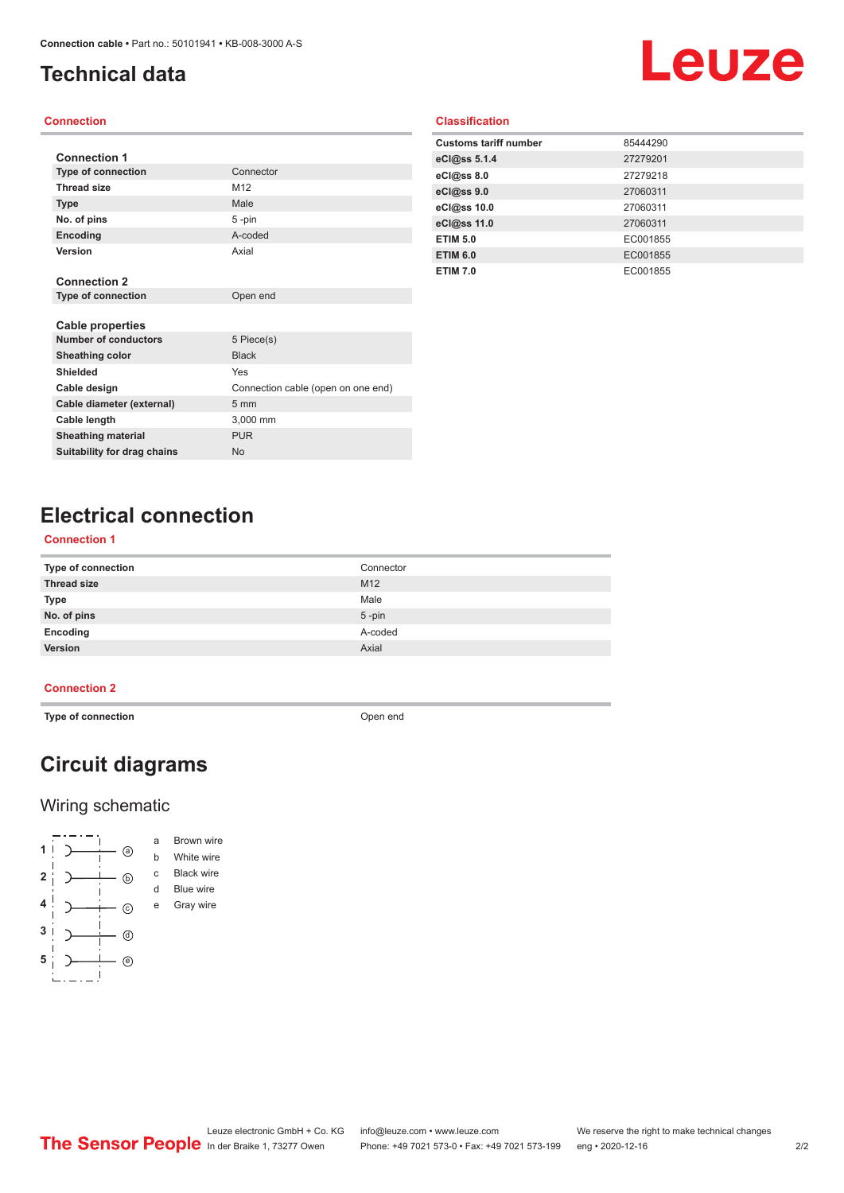# Technical data

## Connection

| | |
|---|---|
| **Connection 1** | |
| **Type of connection** | Connector |
| **Thread size** | M12 |
| **Type** | Male |
| **No. of pins** | 5 -pin |
| **Encoding** | A-coded |
| **Version** | Axial |

| | |
|---|---|
| **Connection 2** | |
| **Type of connection** | Open end |

| | |
|---|---|
| **Cable properties** | |
| **Number of conductors** | 5 Piece(s) |
| **Sheathing color** | Black |
| **Shielded** | Yes |
| **Cable design** | Connection cable (open on one end) |
| **Cable diameter (external)** | 5 mm |
| **Cable length** | 3,000 mm |
| **Sheathing material** | PUR |
| **Suitability for drag chains** | No |

## Classification

| | |
|---|---|
| **Customs tariff number** | 85444290 |
| **eCl@ss 5.1.4** | 27279201 |
| **eCl@ss 8.0** | 27279218 |
| **eCl@ss 9.0** | 27060311 |
| **eCl@ss 10.0** | 27060311 |
| **eCl@ss 11.0** | 27060311 |
| **ETIM 5.0** | EC001855 |
| **ETIM 6.0** | EC001855 |
| **ETIM 7.0** | EC001855 |

# Electrical connection

## Connection 1

| | |
|---|---|
| **Type of connection** | Connector |
| **Thread size** | M12 |
| **Type** | Male |
| **No. of pins** | 5 -pin |
| **Encoding** | A-coded |
| **Version** | Axial |

## Connection 2

| | |
|---|---|
| **Type of connection** | Open end |

# Circuit diagrams

## Wiring schematic

1 ⓐ
2 ⓑ
4 ⓒ
3 ⓓ
5 ⓔ

- a Brown wire
- b White wire
- c Black wire
- d Blue wire
- e Gray wire